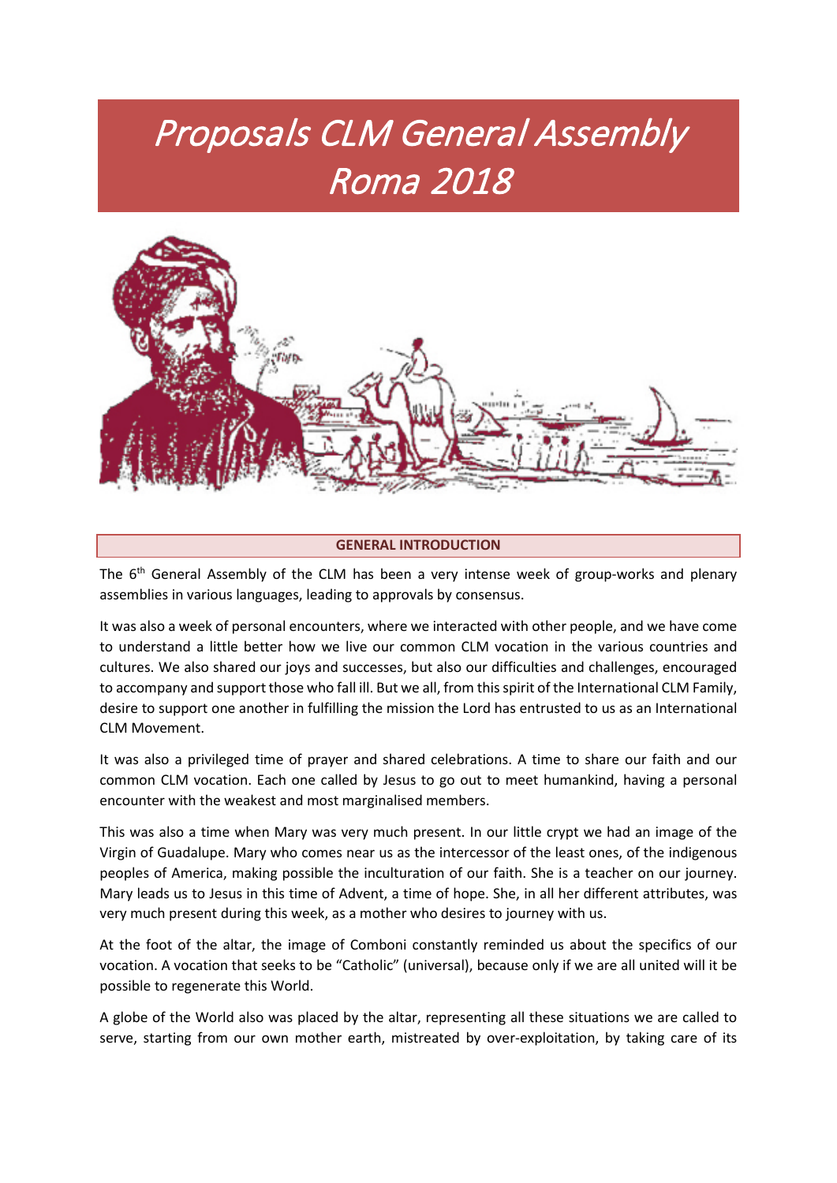# *Proposals CLM General Assembly Roma 2018*

## GENERAL INTRODUCTION

The 6th General Assembly of the CLM has been a very intense week of group-works and plenary assemblies in various languages, leading to approvals by consensus.

It was also a week of personal encounters, where we interacted with other people, and we have come to understand a little better how we live our common CLM vocation in the various countries and cultures. We also shared our joys and successes, but also our difficulties and challenges, encouraged to accompany and support those who fall ill. But we all, from this spirit of the International CLM Family, desire to support one another in fulfilling the mission the Lord has entrusted to us as an International CLM Movement.

It was also a privileged time of prayer and shared celebrations. A time to share our faith and our common CLM vocation. Each one called by Jesus to go out to meet humankind, having a personal encounter with the weakest and most marginalised members.

This was also a time when Mary was very much present. In our little crypt we had an image of the Virgin of Guadalupe. Mary who comes near us as the intercessor of the least ones, of the indigenous peoples of America, making possible the inculturation of our faith. She is a teacher on our journey. Mary leads us to Jesus in this time of Advent, a time of hope. She, in all her different attributes, was very much present during this week, as a mother who desires to journey with us.

At the foot of the altar, the image of Comboni constantly reminded us about the specifics of our vocation. A vocation that seeks to be "Catholic" (universal), because only if we are all united will it be possible to regenerate this World.

A globe of the World also was placed by the altar, representing all these situations we are called to serve, starting from our own mother earth, mistreated by over-exploitation, by taking care of its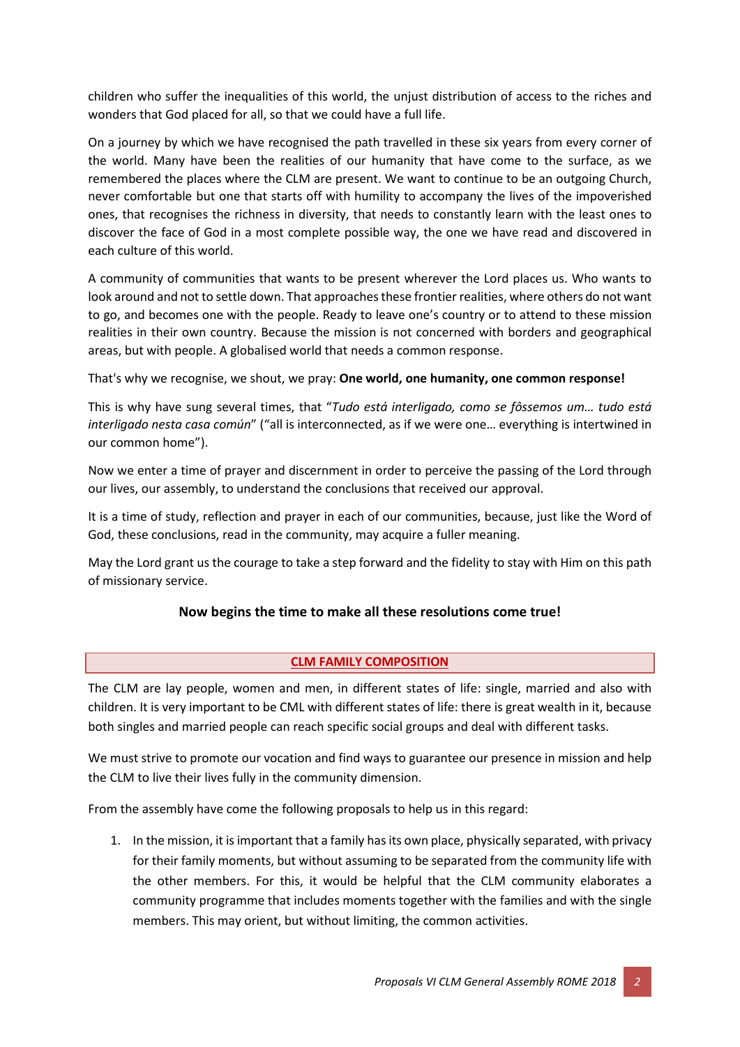children who suffer the inequalities of this world, the unjust distribution of access to the riches and wonders that God placed for all, so that we could have a full life.

On a journey by which we have recognised the path travelled in these six years from every corner of the world. Many have been the realities of our humanity that have come to the surface, as we remembered the places where the CLM are present. We want to continue to be an outgoing Church, never comfortable but one that starts off with humility to accompany the lives of the impoverished ones, that recognises the richness in diversity, that needs to constantly learn with the least ones to discover the face of God in a most complete possible way, the one we have read and discovered in each culture of this world.

A community of communities that wants to be present wherever the Lord places us. Who wants to look around and not to settle down. That approaches these frontier realities, where others do not want to go, and becomes one with the people. Ready to leave one's country or to attend to these mission realities in their own country. Because the mission is not concerned with borders and geographical areas, but with people. A globalised world that needs a common response.

That's why we recognise, we shout, we pray: **One world, one humanity, one common response!**

This is why have sung several times, that "*Tudo está interligado, como se fôssemos um… tudo está interligado nesta casa común*" ("all is interconnected, as if we were one… everything is intertwined in our common home").

Now we enter a time of prayer and discernment in order to perceive the passing of the Lord through our lives, our assembly, to understand the conclusions that received our approval.

It is a time of study, reflection and prayer in each of our communities, because, just like the Word of God, these conclusions, read in the community, may acquire a fuller meaning.

May the Lord grant us the courage to take a step forward and the fidelity to stay with Him on this path of missionary service.

**Now begins the time to make all these resolutions come true!**

## CLM FAMILY COMPOSITION

The CLM are lay people, women and men, in different states of life: single, married and also with children. It is very important to be CML with different states of life: there is great wealth in it, because both singles and married people can reach specific social groups and deal with different tasks.

We must strive to promote our vocation and find ways to guarantee our presence in mission and help the CLM to live their lives fully in the community dimension.

From the assembly have come the following proposals to help us in this regard:

1. In the mission, it is important that a family has its own place, physically separated, with privacy for their family moments, but without assuming to be separated from the community life with the other members. For this, it would be helpful that the CLM community elaborates a community programme that includes moments together with the families and with the single members. This may orient, but without limiting, the common activities.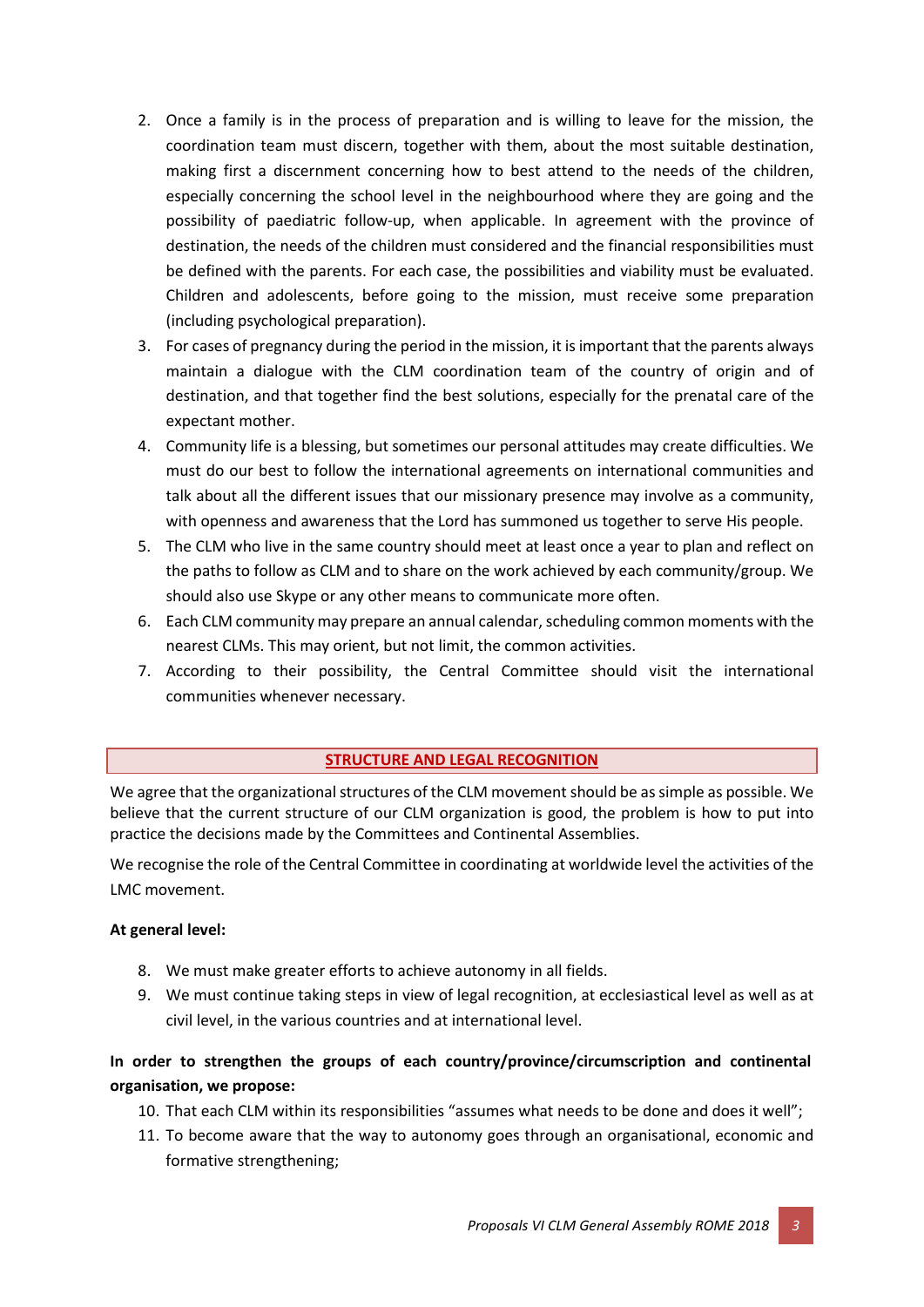2. Once a family is in the process of preparation and is willing to leave for the mission, the coordination team must discern, together with them, about the most suitable destination, making first a discernment concerning how to best attend to the needs of the children, especially concerning the school level in the neighbourhood where they are going and the possibility of paediatric follow-up, when applicable. In agreement with the province of destination, the needs of the children must considered and the financial responsibilities must be defined with the parents. For each case, the possibilities and viability must be evaluated. Children and adolescents, before going to the mission, must receive some preparation (including psychological preparation).
3. For cases of pregnancy during the period in the mission, it is important that the parents always maintain a dialogue with the CLM coordination team of the country of origin and of destination, and that together find the best solutions, especially for the prenatal care of the expectant mother.
4. Community life is a blessing, but sometimes our personal attitudes may create difficulties. We must do our best to follow the international agreements on international communities and talk about all the different issues that our missionary presence may involve as a community, with openness and awareness that the Lord has summoned us together to serve His people.
5. The CLM who live in the same country should meet at least once a year to plan and reflect on the paths to follow as CLM and to share on the work achieved by each community/group. We should also use Skype or any other means to communicate more often.
6. Each CLM community may prepare an annual calendar, scheduling common moments with the nearest CLMs. This may orient, but not limit, the common activities.
7. According to their possibility, the Central Committee should visit the international communities whenever necessary.

## STRUCTURE AND LEGAL RECOGNITION

We agree that the organizational structures of the CLM movement should be as simple as possible. We believe that the current structure of our CLM organization is good, the problem is how to put into practice the decisions made by the Committees and Continental Assemblies.

We recognise the role of the Central Committee in coordinating at worldwide level the activities of the LMC movement.

**At general level:**

8. We must make greater efforts to achieve autonomy in all fields.
9. We must continue taking steps in view of legal recognition, at ecclesiastical level as well as at civil level, in the various countries and at international level.

**In order to strengthen the groups of each country/province/circumscription and continental organisation, we propose:**

10. That each CLM within its responsibilities "assumes what needs to be done and does it well";
11. To become aware that the way to autonomy goes through an organisational, economic and formative strengthening;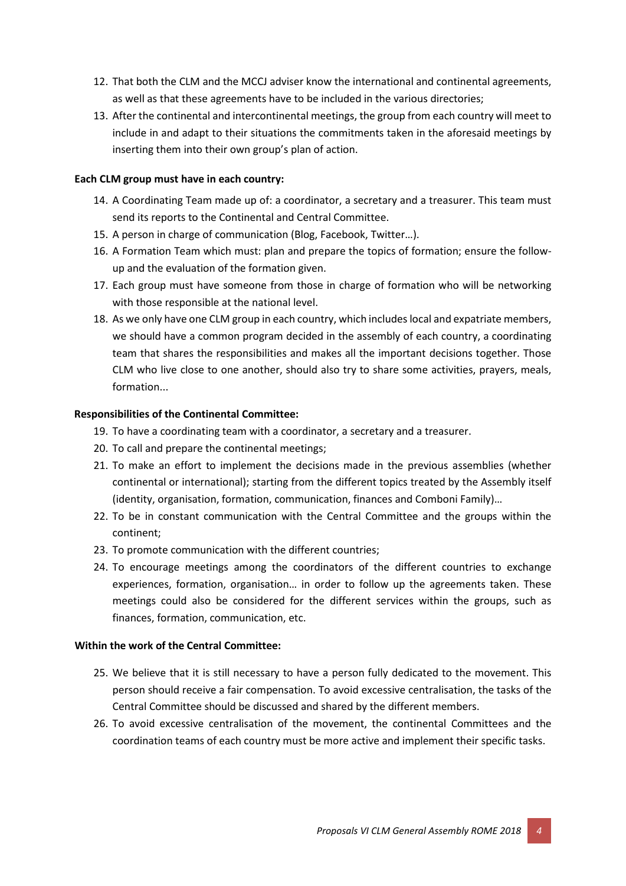12. That both the CLM and the MCCJ adviser know the international and continental agreements, as well as that these agreements have to be included in the various directories;
13. After the continental and intercontinental meetings, the group from each country will meet to include in and adapt to their situations the commitments taken in the aforesaid meetings by inserting them into their own group's plan of action.

**Each CLM group must have in each country:**

14. A Coordinating Team made up of: a coordinator, a secretary and a treasurer. This team must send its reports to the Continental and Central Committee.
15. A person in charge of communication (Blog, Facebook, Twitter…).
16. A Formation Team which must: plan and prepare the topics of formation; ensure the follow-up and the evaluation of the formation given.
17. Each group must have someone from those in charge of formation who will be networking with those responsible at the national level.
18. As we only have one CLM group in each country, which includes local and expatriate members, we should have a common program decided in the assembly of each country, a coordinating team that shares the responsibilities and makes all the important decisions together. Those CLM who live close to one another, should also try to share some activities, prayers, meals, formation...

**Responsibilities of the Continental Committee:**

19. To have a coordinating team with a coordinator, a secretary and a treasurer.
20. To call and prepare the continental meetings;
21. To make an effort to implement the decisions made in the previous assemblies (whether continental or international); starting from the different topics treated by the Assembly itself (identity, organisation, formation, communication, finances and Comboni Family)…
22. To be in constant communication with the Central Committee and the groups within the continent;
23. To promote communication with the different countries;
24. To encourage meetings among the coordinators of the different countries to exchange experiences, formation, organisation… in order to follow up the agreements taken. These meetings could also be considered for the different services within the groups, such as finances, formation, communication, etc.

**Within the work of the Central Committee:**

25. We believe that it is still necessary to have a person fully dedicated to the movement. This person should receive a fair compensation. To avoid excessive centralisation, the tasks of the Central Committee should be discussed and shared by the different members.
26. To avoid excessive centralisation of the movement, the continental Committees and the coordination teams of each country must be more active and implement their specific tasks.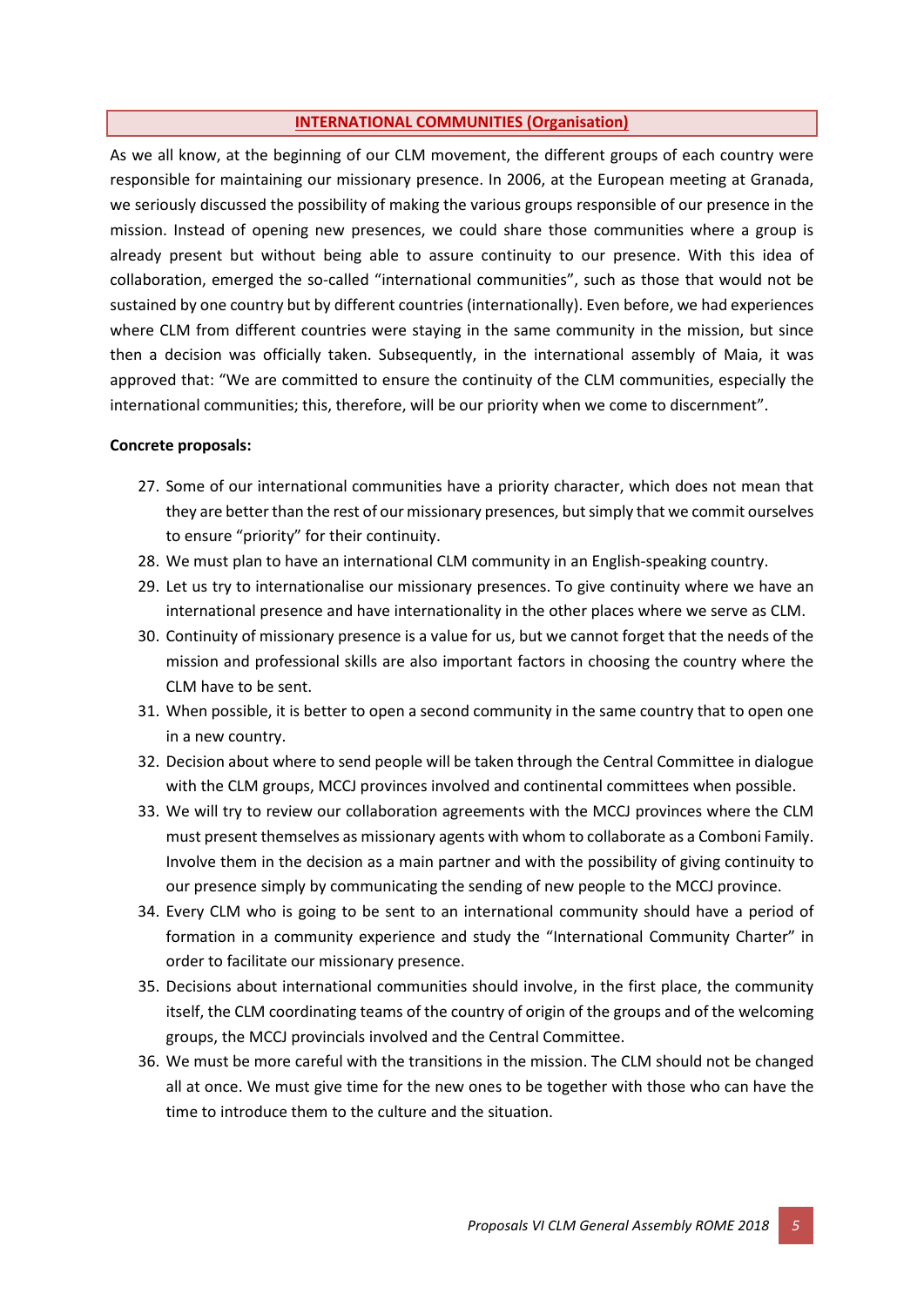## INTERNATIONAL COMMUNITIES (Organisation)

As we all know, at the beginning of our CLM movement, the different groups of each country were responsible for maintaining our missionary presence. In 2006, at the European meeting at Granada, we seriously discussed the possibility of making the various groups responsible of our presence in the mission. Instead of opening new presences, we could share those communities where a group is already present but without being able to assure continuity to our presence. With this idea of collaboration, emerged the so-called "international communities", such as those that would not be sustained by one country but by different countries (internationally). Even before, we had experiences where CLM from different countries were staying in the same community in the mission, but since then a decision was officially taken. Subsequently, in the international assembly of Maia, it was approved that: "We are committed to ensure the continuity of the CLM communities, especially the international communities; this, therefore, will be our priority when we come to discernment".

**Concrete proposals:**

27. Some of our international communities have a priority character, which does not mean that they are better than the rest of our missionary presences, but simply that we commit ourselves to ensure "priority" for their continuity.
28. We must plan to have an international CLM community in an English-speaking country.
29. Let us try to internationalise our missionary presences. To give continuity where we have an international presence and have internationality in the other places where we serve as CLM.
30. Continuity of missionary presence is a value for us, but we cannot forget that the needs of the mission and professional skills are also important factors in choosing the country where the CLM have to be sent.
31. When possible, it is better to open a second community in the same country that to open one in a new country.
32. Decision about where to send people will be taken through the Central Committee in dialogue with the CLM groups, MCCJ provinces involved and continental committees when possible.
33. We will try to review our collaboration agreements with the MCCJ provinces where the CLM must present themselves as missionary agents with whom to collaborate as a Comboni Family. Involve them in the decision as a main partner and with the possibility of giving continuity to our presence simply by communicating the sending of new people to the MCCJ province.
34. Every CLM who is going to be sent to an international community should have a period of formation in a community experience and study the "International Community Charter" in order to facilitate our missionary presence.
35. Decisions about international communities should involve, in the first place, the community itself, the CLM coordinating teams of the country of origin of the groups and of the welcoming groups, the MCCJ provincials involved and the Central Committee.
36. We must be more careful with the transitions in the mission. The CLM should not be changed all at once. We must give time for the new ones to be together with those who can have the time to introduce them to the culture and the situation.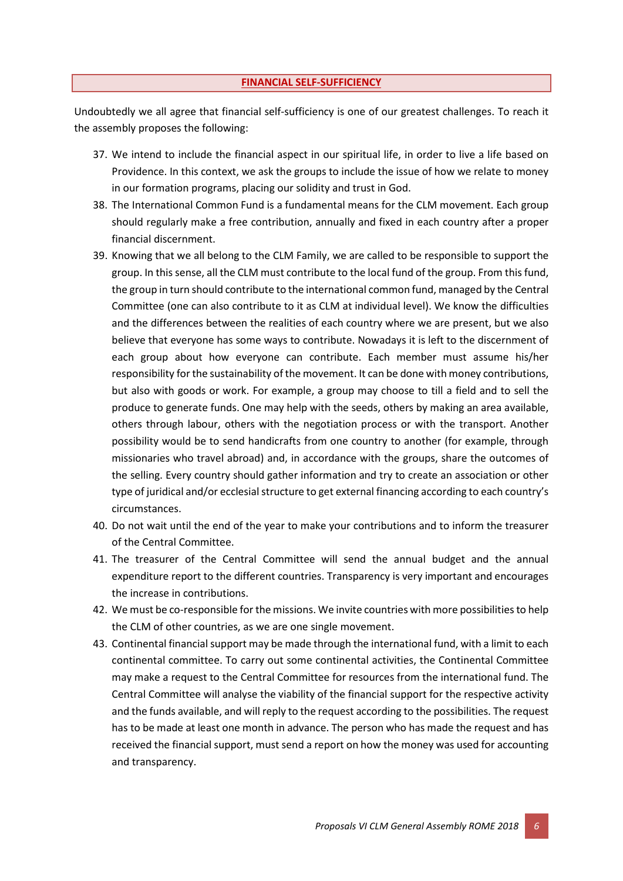## FINANCIAL SELF-SUFFICIENCY

Undoubtedly we all agree that financial self-sufficiency is one of our greatest challenges. To reach it the assembly proposes the following:

37. We intend to include the financial aspect in our spiritual life, in order to live a life based on Providence. In this context, we ask the groups to include the issue of how we relate to money in our formation programs, placing our solidity and trust in God.
38. The International Common Fund is a fundamental means for the CLM movement. Each group should regularly make a free contribution, annually and fixed in each country after a proper financial discernment.
39. Knowing that we all belong to the CLM Family, we are called to be responsible to support the group. In this sense, all the CLM must contribute to the local fund of the group. From this fund, the group in turn should contribute to the international common fund, managed by the Central Committee (one can also contribute to it as CLM at individual level). We know the difficulties and the differences between the realities of each country where we are present, but we also believe that everyone has some ways to contribute. Nowadays it is left to the discernment of each group about how everyone can contribute. Each member must assume his/her responsibility for the sustainability of the movement. It can be done with money contributions, but also with goods or work. For example, a group may choose to till a field and to sell the produce to generate funds. One may help with the seeds, others by making an area available, others through labour, others with the negotiation process or with the transport. Another possibility would be to send handicrafts from one country to another (for example, through missionaries who travel abroad) and, in accordance with the groups, share the outcomes of the selling. Every country should gather information and try to create an association or other type of juridical and/or ecclesial structure to get external financing according to each country's circumstances.
40. Do not wait until the end of the year to make your contributions and to inform the treasurer of the Central Committee.
41. The treasurer of the Central Committee will send the annual budget and the annual expenditure report to the different countries. Transparency is very important and encourages the increase in contributions.
42. We must be co-responsible for the missions. We invite countries with more possibilities to help the CLM of other countries, as we are one single movement.
43. Continental financial support may be made through the international fund, with a limit to each continental committee. To carry out some continental activities, the Continental Committee may make a request to the Central Committee for resources from the international fund. The Central Committee will analyse the viability of the financial support for the respective activity and the funds available, and will reply to the request according to the possibilities. The request has to be made at least one month in advance. The person who has made the request and has received the financial support, must send a report on how the money was used for accounting and transparency.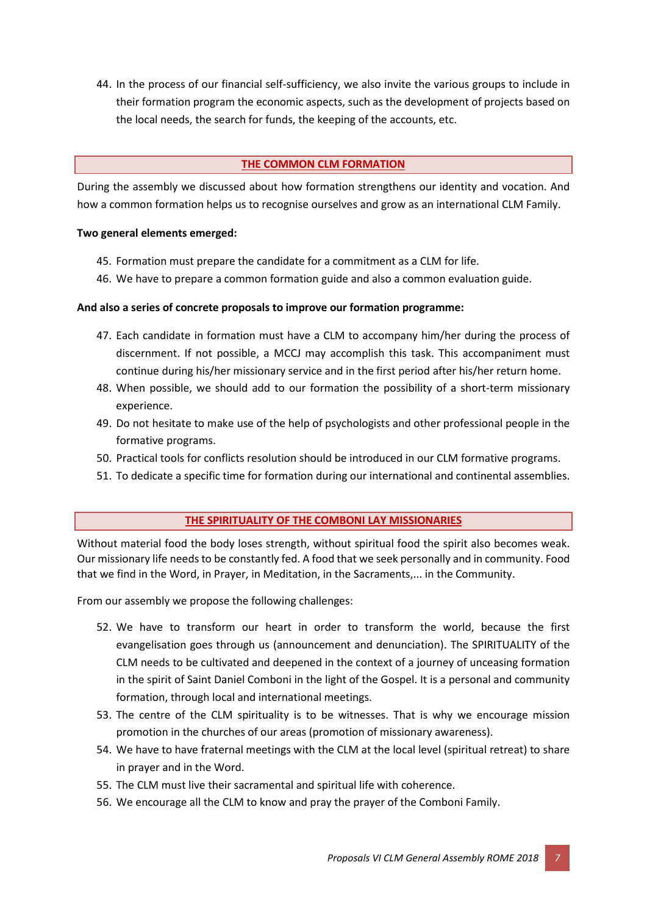44. In the process of our financial self-sufficiency, we also invite the various groups to include in their formation program the economic aspects, such as the development of projects based on the local needs, the search for funds, the keeping of the accounts, etc.

## THE COMMON CLM FORMATION

During the assembly we discussed about how formation strengthens our identity and vocation. And how a common formation helps us to recognise ourselves and grow as an international CLM Family.

**Two general elements emerged:**

45. Formation must prepare the candidate for a commitment as a CLM for life.
46. We have to prepare a common formation guide and also a common evaluation guide.

**And also a series of concrete proposals to improve our formation programme:**

47. Each candidate in formation must have a CLM to accompany him/her during the process of discernment. If not possible, a MCCJ may accomplish this task. This accompaniment must continue during his/her missionary service and in the first period after his/her return home.
48. When possible, we should add to our formation the possibility of a short-term missionary experience.
49. Do not hesitate to make use of the help of psychologists and other professional people in the formative programs.
50. Practical tools for conflicts resolution should be introduced in our CLM formative programs.
51. To dedicate a specific time for formation during our international and continental assemblies.

## THE SPIRITUALITY OF THE COMBONI LAY MISSIONARIES

Without material food the body loses strength, without spiritual food the spirit also becomes weak. Our missionary life needs to be constantly fed. A food that we seek personally and in community. Food that we find in the Word, in Prayer, in Meditation, in the Sacraments,... in the Community.

From our assembly we propose the following challenges:

52. We have to transform our heart in order to transform the world, because the first evangelisation goes through us (announcement and denunciation). The SPIRITUALITY of the CLM needs to be cultivated and deepened in the context of a journey of unceasing formation in the spirit of Saint Daniel Comboni in the light of the Gospel. It is a personal and community formation, through local and international meetings.
53. The centre of the CLM spirituality is to be witnesses. That is why we encourage mission promotion in the churches of our areas (promotion of missionary awareness).
54. We have to have fraternal meetings with the CLM at the local level (spiritual retreat) to share in prayer and in the Word.
55. The CLM must live their sacramental and spiritual life with coherence.
56. We encourage all the CLM to know and pray the prayer of the Comboni Family.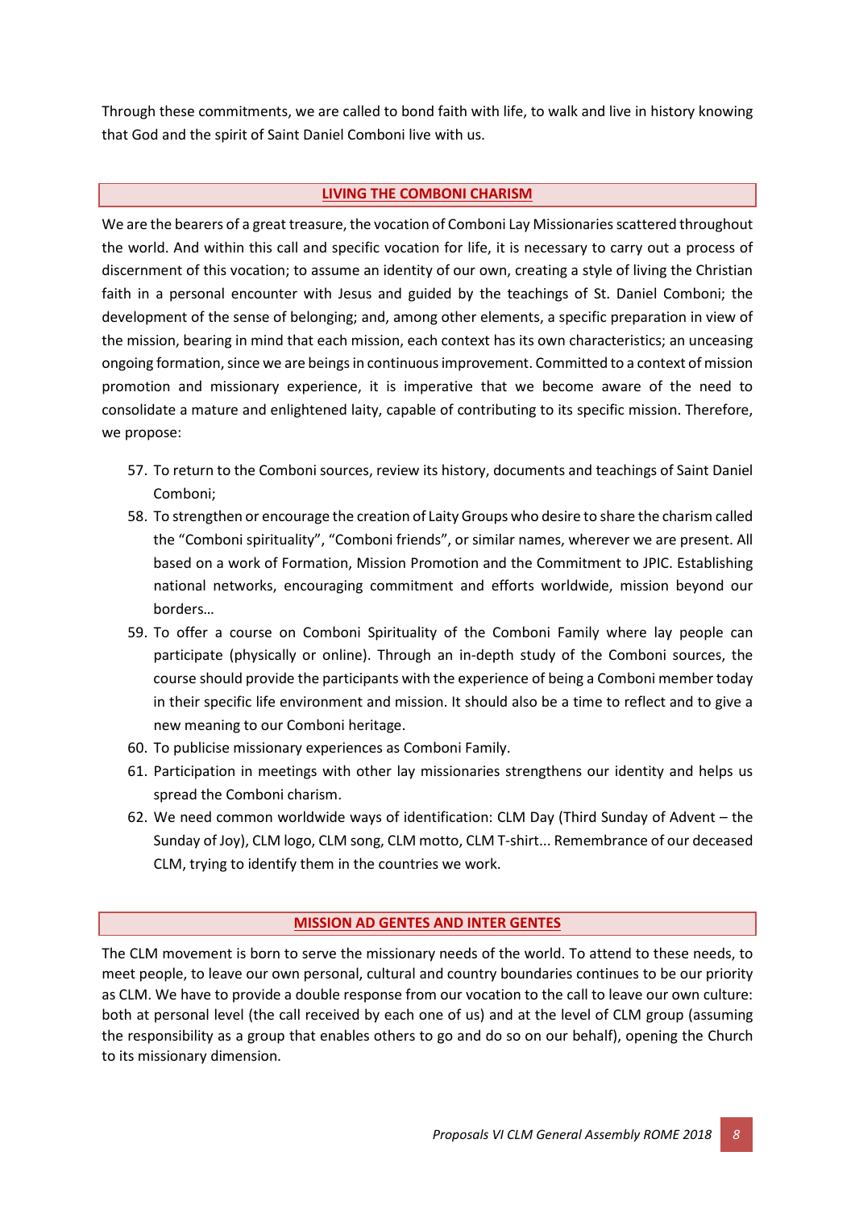Through these commitments, we are called to bond faith with life, to walk and live in history knowing that God and the spirit of Saint Daniel Comboni live with us.

## LIVING THE COMBONI CHARISM

We are the bearers of a great treasure, the vocation of Comboni Lay Missionaries scattered throughout the world. And within this call and specific vocation for life, it is necessary to carry out a process of discernment of this vocation; to assume an identity of our own, creating a style of living the Christian faith in a personal encounter with Jesus and guided by the teachings of St. Daniel Comboni; the development of the sense of belonging; and, among other elements, a specific preparation in view of the mission, bearing in mind that each mission, each context has its own characteristics; an unceasing ongoing formation, since we are beings in continuous improvement. Committed to a context of mission promotion and missionary experience, it is imperative that we become aware of the need to consolidate a mature and enlightened laity, capable of contributing to its specific mission. Therefore, we propose:

57. To return to the Comboni sources, review its history, documents and teachings of Saint Daniel Comboni;
58. To strengthen or encourage the creation of Laity Groups who desire to share the charism called the "Comboni spirituality", "Comboni friends", or similar names, wherever we are present. All based on a work of Formation, Mission Promotion and the Commitment to JPIC. Establishing national networks, encouraging commitment and efforts worldwide, mission beyond our borders…
59. To offer a course on Comboni Spirituality of the Comboni Family where lay people can participate (physically or online). Through an in-depth study of the Comboni sources, the course should provide the participants with the experience of being a Comboni member today in their specific life environment and mission. It should also be a time to reflect and to give a new meaning to our Comboni heritage.
60. To publicise missionary experiences as Comboni Family.
61. Participation in meetings with other lay missionaries strengthens our identity and helps us spread the Comboni charism.
62. We need common worldwide ways of identification: CLM Day (Third Sunday of Advent – the Sunday of Joy), CLM logo, CLM song, CLM motto, CLM T-shirt... Remembrance of our deceased CLM, trying to identify them in the countries we work.

## MISSION AD GENTES AND INTER GENTES

The CLM movement is born to serve the missionary needs of the world. To attend to these needs, to meet people, to leave our own personal, cultural and country boundaries continues to be our priority as CLM. We have to provide a double response from our vocation to the call to leave our own culture: both at personal level (the call received by each one of us) and at the level of CLM group (assuming the responsibility as a group that enables others to go and do so on our behalf), opening the Church to its missionary dimension.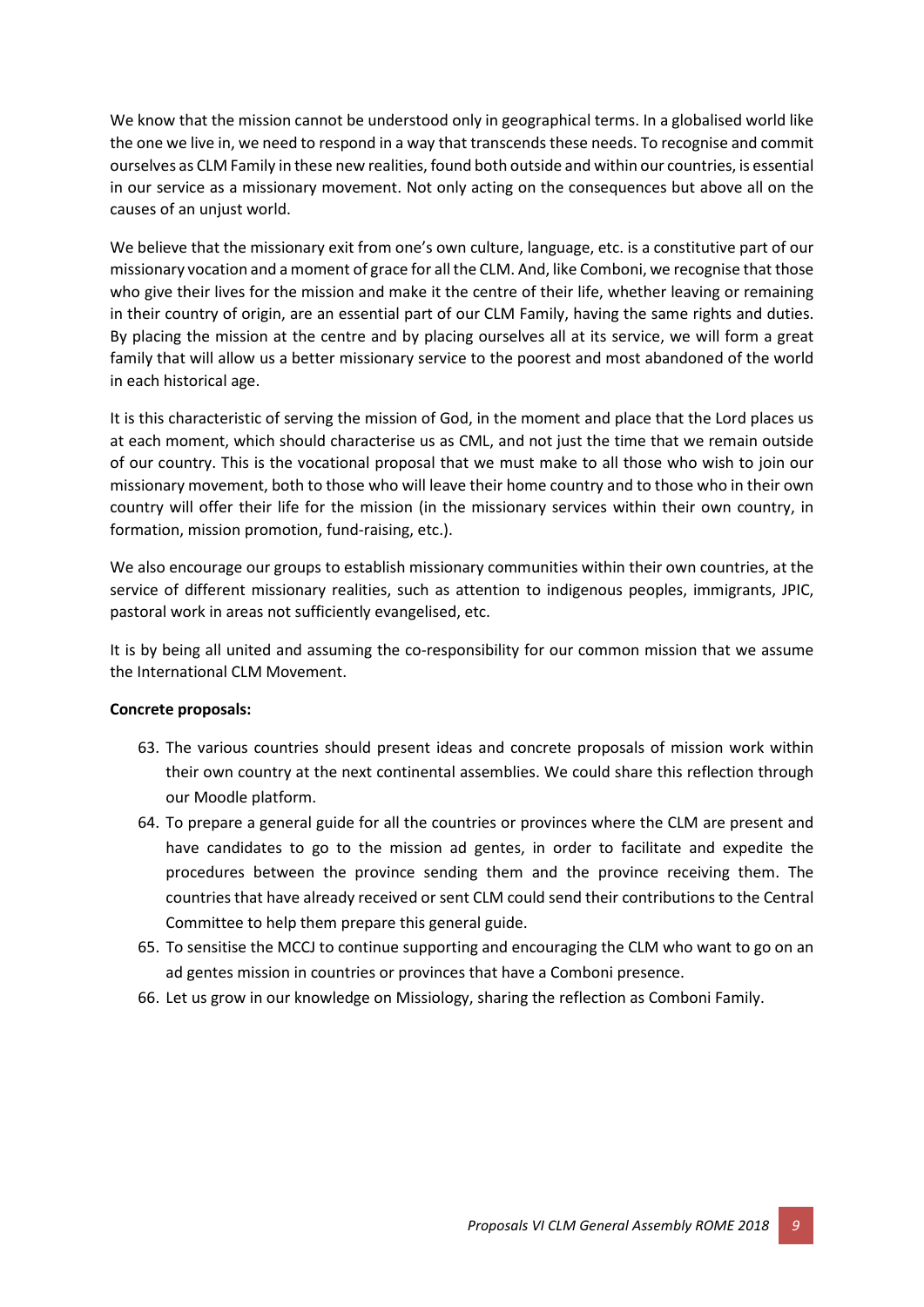We know that the mission cannot be understood only in geographical terms. In a globalised world like the one we live in, we need to respond in a way that transcends these needs. To recognise and commit ourselves as CLM Family in these new realities, found both outside and within our countries, is essential in our service as a missionary movement. Not only acting on the consequences but above all on the causes of an unjust world.

We believe that the missionary exit from one's own culture, language, etc. is a constitutive part of our missionary vocation and a moment of grace for all the CLM. And, like Comboni, we recognise that those who give their lives for the mission and make it the centre of their life, whether leaving or remaining in their country of origin, are an essential part of our CLM Family, having the same rights and duties. By placing the mission at the centre and by placing ourselves all at its service, we will form a great family that will allow us a better missionary service to the poorest and most abandoned of the world in each historical age.

It is this characteristic of serving the mission of God, in the moment and place that the Lord places us at each moment, which should characterise us as CML, and not just the time that we remain outside of our country. This is the vocational proposal that we must make to all those who wish to join our missionary movement, both to those who will leave their home country and to those who in their own country will offer their life for the mission (in the missionary services within their own country, in formation, mission promotion, fund-raising, etc.).

We also encourage our groups to establish missionary communities within their own countries, at the service of different missionary realities, such as attention to indigenous peoples, immigrants, JPIC, pastoral work in areas not sufficiently evangelised, etc.

It is by being all united and assuming the co-responsibility for our common mission that we assume the International CLM Movement.

**Concrete proposals:**

63. The various countries should present ideas and concrete proposals of mission work within their own country at the next continental assemblies. We could share this reflection through our Moodle platform.
64. To prepare a general guide for all the countries or provinces where the CLM are present and have candidates to go to the mission ad gentes, in order to facilitate and expedite the procedures between the province sending them and the province receiving them. The countries that have already received or sent CLM could send their contributions to the Central Committee to help them prepare this general guide.
65. To sensitise the MCCJ to continue supporting and encouraging the CLM who want to go on an ad gentes mission in countries or provinces that have a Comboni presence.
66. Let us grow in our knowledge on Missiology, sharing the reflection as Comboni Family.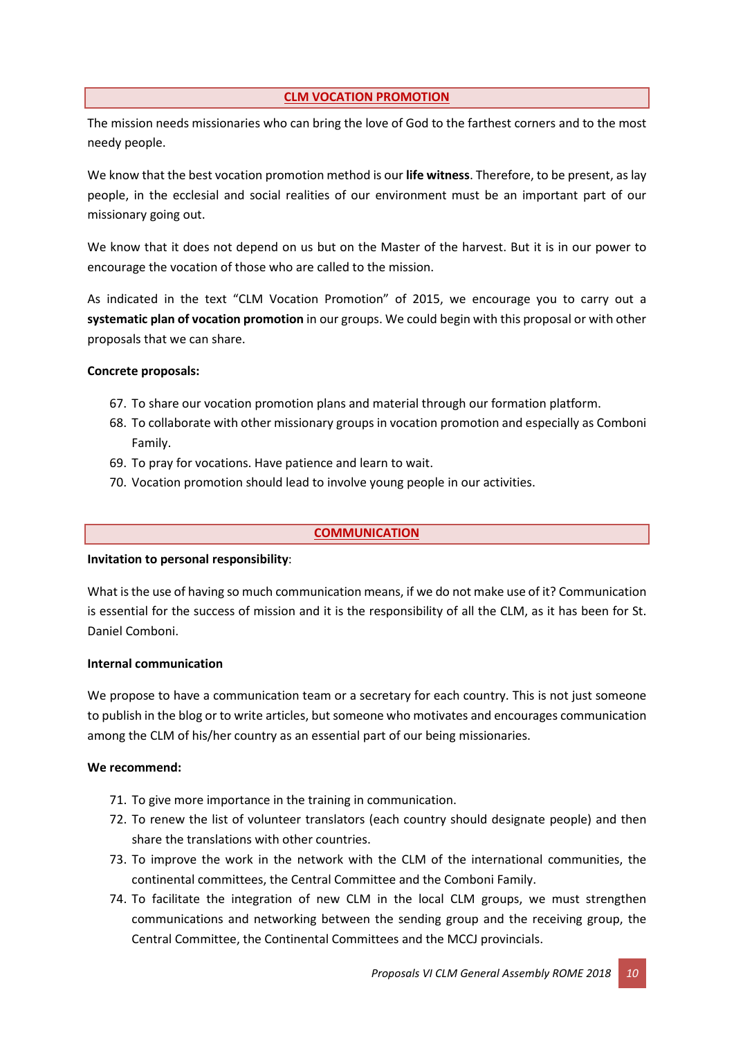## CLM VOCATION PROMOTION

The mission needs missionaries who can bring the love of God to the farthest corners and to the most needy people.

We know that the best vocation promotion method is our **life witness**. Therefore, to be present, as lay people, in the ecclesial and social realities of our environment must be an important part of our missionary going out.

We know that it does not depend on us but on the Master of the harvest. But it is in our power to encourage the vocation of those who are called to the mission.

As indicated in the text "CLM Vocation Promotion" of 2015, we encourage you to carry out a **systematic plan of vocation promotion** in our groups. We could begin with this proposal or with other proposals that we can share.

**Concrete proposals:**

67. To share our vocation promotion plans and material through our formation platform.
68. To collaborate with other missionary groups in vocation promotion and especially as Comboni Family.
69. To pray for vocations. Have patience and learn to wait.
70. Vocation promotion should lead to involve young people in our activities.

## COMMUNICATION

**Invitation to personal responsibility**:

What is the use of having so much communication means, if we do not make use of it? Communication is essential for the success of mission and it is the responsibility of all the CLM, as it has been for St. Daniel Comboni.

**Internal communication**

We propose to have a communication team or a secretary for each country. This is not just someone to publish in the blog or to write articles, but someone who motivates and encourages communication among the CLM of his/her country as an essential part of our being missionaries.

**We recommend:**

71. To give more importance in the training in communication.
72. To renew the list of volunteer translators (each country should designate people) and then share the translations with other countries.
73. To improve the work in the network with the CLM of the international communities, the continental committees, the Central Committee and the Comboni Family.
74. To facilitate the integration of new CLM in the local CLM groups, we must strengthen communications and networking between the sending group and the receiving group, the Central Committee, the Continental Committees and the MCCJ provincials.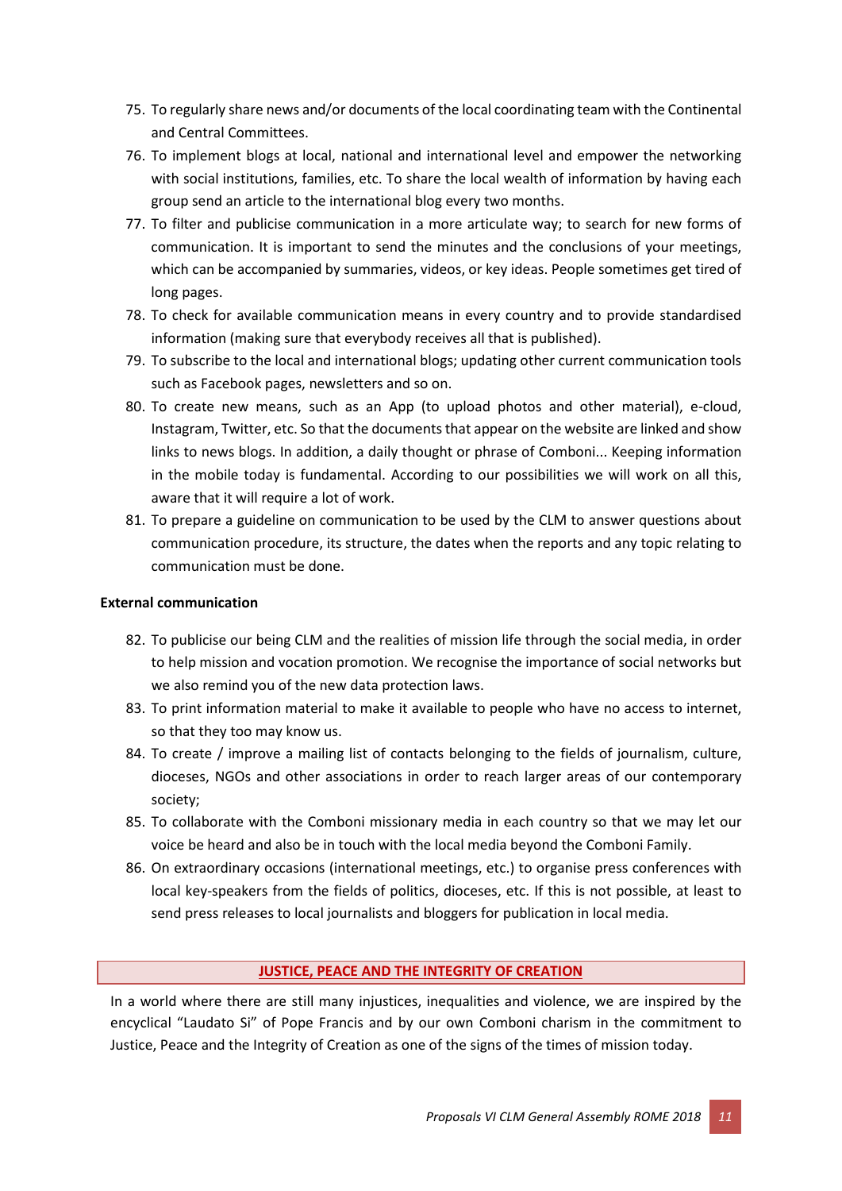75. To regularly share news and/or documents of the local coordinating team with the Continental and Central Committees.
76. To implement blogs at local, national and international level and empower the networking with social institutions, families, etc. To share the local wealth of information by having each group send an article to the international blog every two months.
77. To filter and publicise communication in a more articulate way; to search for new forms of communication. It is important to send the minutes and the conclusions of your meetings, which can be accompanied by summaries, videos, or key ideas. People sometimes get tired of long pages.
78. To check for available communication means in every country and to provide standardised information (making sure that everybody receives all that is published).
79. To subscribe to the local and international blogs; updating other current communication tools such as Facebook pages, newsletters and so on.
80. To create new means, such as an App (to upload photos and other material), e-cloud, Instagram, Twitter, etc. So that the documents that appear on the website are linked and show links to news blogs. In addition, a daily thought or phrase of Comboni... Keeping information in the mobile today is fundamental. According to our possibilities we will work on all this, aware that it will require a lot of work.
81. To prepare a guideline on communication to be used by the CLM to answer questions about communication procedure, its structure, the dates when the reports and any topic relating to communication must be done.

**External communication**

82. To publicise our being CLM and the realities of mission life through the social media, in order to help mission and vocation promotion. We recognise the importance of social networks but we also remind you of the new data protection laws.
83. To print information material to make it available to people who have no access to internet, so that they too may know us.
84. To create / improve a mailing list of contacts belonging to the fields of journalism, culture, dioceses, NGOs and other associations in order to reach larger areas of our contemporary society;
85. To collaborate with the Comboni missionary media in each country so that we may let our voice be heard and also be in touch with the local media beyond the Comboni Family.
86. On extraordinary occasions (international meetings, etc.) to organise press conferences with local key-speakers from the fields of politics, dioceses, etc. If this is not possible, at least to send press releases to local journalists and bloggers for publication in local media.

## JUSTICE, PEACE AND THE INTEGRITY OF CREATION

In a world where there are still many injustices, inequalities and violence, we are inspired by the encyclical "Laudato Si" of Pope Francis and by our own Comboni charism in the commitment to Justice, Peace and the Integrity of Creation as one of the signs of the times of mission today.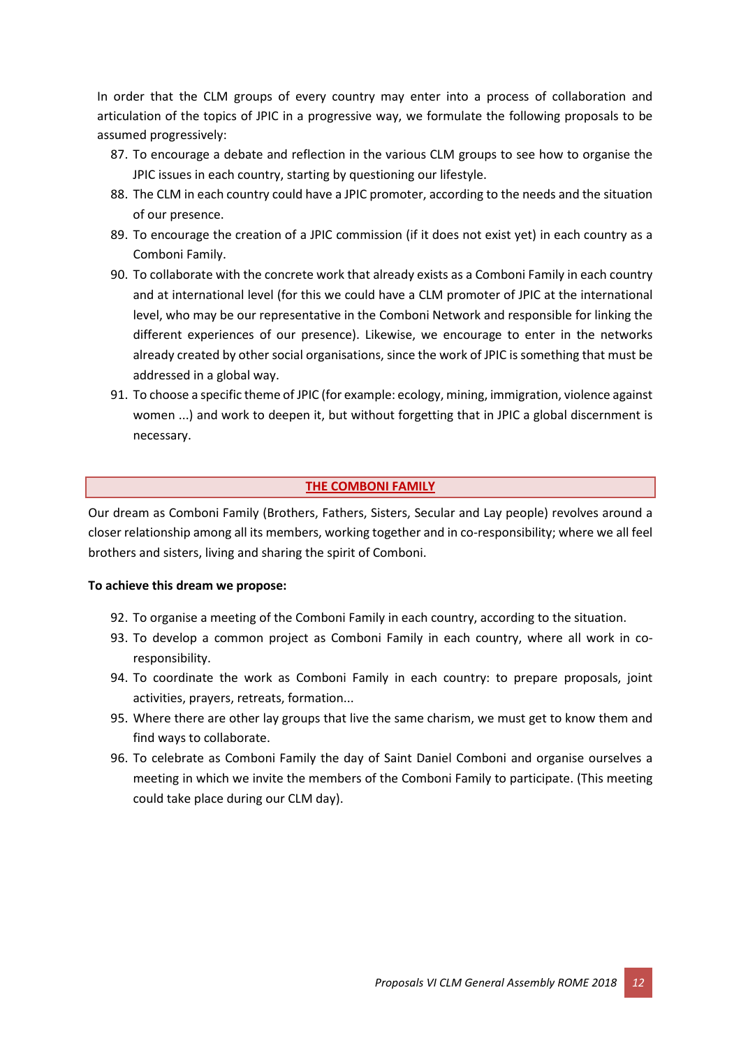In order that the CLM groups of every country may enter into a process of collaboration and articulation of the topics of JPIC in a progressive way, we formulate the following proposals to be assumed progressively:

87. To encourage a debate and reflection in the various CLM groups to see how to organise the JPIC issues in each country, starting by questioning our lifestyle.
88. The CLM in each country could have a JPIC promoter, according to the needs and the situation of our presence.
89. To encourage the creation of a JPIC commission (if it does not exist yet) in each country as a Comboni Family.
90. To collaborate with the concrete work that already exists as a Comboni Family in each country and at international level (for this we could have a CLM promoter of JPIC at the international level, who may be our representative in the Comboni Network and responsible for linking the different experiences of our presence). Likewise, we encourage to enter in the networks already created by other social organisations, since the work of JPIC is something that must be addressed in a global way.
91. To choose a specific theme of JPIC (for example: ecology, mining, immigration, violence against women ...) and work to deepen it, but without forgetting that in JPIC a global discernment is necessary.

## THE COMBONI FAMILY

Our dream as Comboni Family (Brothers, Fathers, Sisters, Secular and Lay people) revolves around a closer relationship among all its members, working together and in co-responsibility; where we all feel brothers and sisters, living and sharing the spirit of Comboni.

**To achieve this dream we propose:**

92. To organise a meeting of the Comboni Family in each country, according to the situation.
93. To develop a common project as Comboni Family in each country, where all work in co-responsibility.
94. To coordinate the work as Comboni Family in each country: to prepare proposals, joint activities, prayers, retreats, formation...
95. Where there are other lay groups that live the same charism, we must get to know them and find ways to collaborate.
96. To celebrate as Comboni Family the day of Saint Daniel Comboni and organise ourselves a meeting in which we invite the members of the Comboni Family to participate. (This meeting could take place during our CLM day).